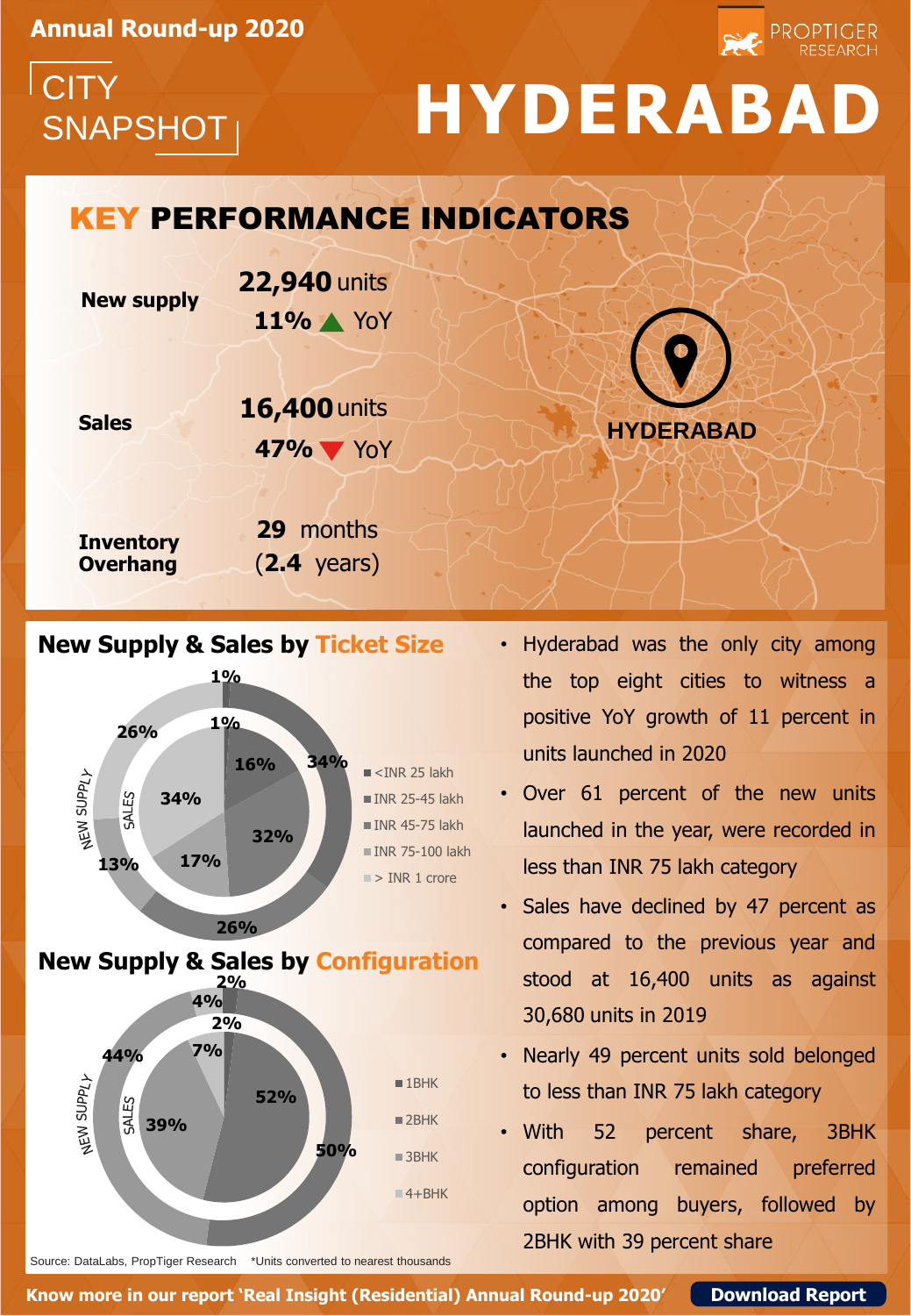Annual Round-up 2020

PROPTIGER RESEARCH

CITY SNAPSHOT

# HYDERABAD

## KEY PERFORMANCE INDICATORS

**New supply** — **22,940** units, **11%** ▲ YoY

**Sales** — **16,400** units, **47%** ▼ YoY

**Inventory Overhang** — **29** months (**2.4** years)

HYDERABAD

## New Supply & Sales by Ticket Size

| Ticket Size | New Supply | Sales |
|---|---|---|
| <INR 25 lakh | 1% | 1% |
| INR 25-45 lakh | 34% | 16% |
| INR 45-75 lakh | 26% | 32% |
| INR 75-100 lakh | 13% | 17% |
| > INR 1 crore | 26% | 34% |

## New Supply & Sales by Configuration

| Configuration | New Supply | Sales |
|---|---|---|
| 1BHK | 2% | 2% |
| 2BHK | 44% | 39% |
| 3BHK | 50% | 52% |
| 4+BHK | 4% | 7% |

Source: DataLabs, PropTiger Research *Units converted to nearest thousands

- Hyderabad was the only city among the top eight cities to witness a positive YoY growth of 11 percent in units launched in 2020
- Over 61 percent of the new units launched in the year, were recorded in less than INR 75 lakh category
- Sales have declined by 47 percent as compared to the previous year and stood at 16,400 units as against 30,680 units in 2019
- Nearly 49 percent units sold belonged to less than INR 75 lakh category
- With 52 percent share, 3BHK configuration remained preferred option among buyers, followed by 2BHK with 39 percent share

**Know more in our report 'Real Insight (Residential) Annual Round-up 2020'** **Download Report**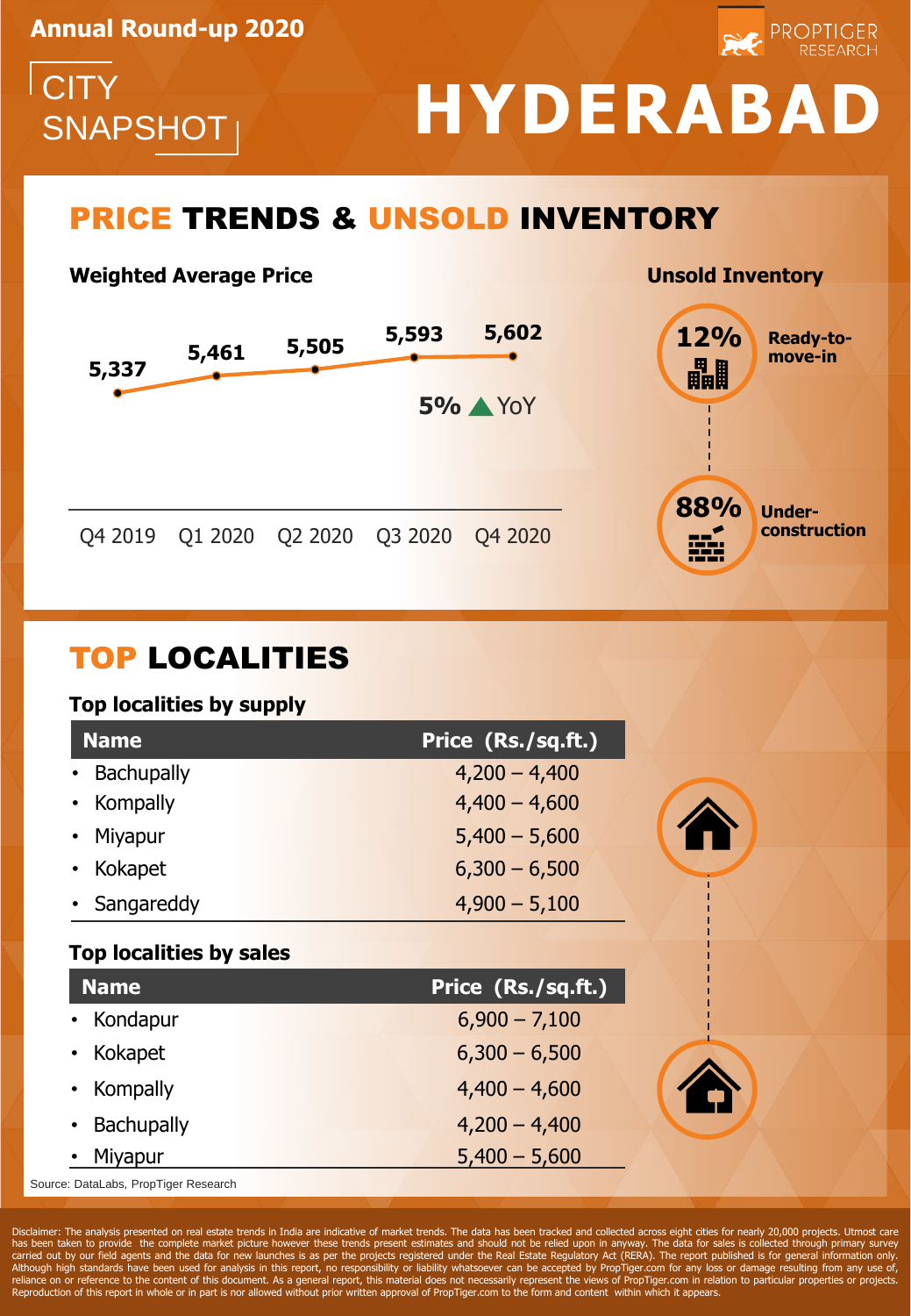Annual Round-up 2020

PROPTIGER RESEARCH

CITY SNAPSHOT

# HYDERABAD

## PRICE TRENDS & UNSOLD INVENTORY

### Weighted Average Price

5,337
5,461
5,505
5,593
5,602

5% ▲ YoY

Q4 2019
Q1 2020
Q2 2020
Q3 2020
Q4 2020

### Unsold Inventory

12% Ready-to-move-in

88% Under-construction

## TOP LOCALITIES

### Top localities by supply

| Name | Price (Rs./sq.ft.) |
|---|---|
| • Bachupally | 4,200 – 4,400 |
| • Kompally | 4,400 – 4,600 |
| • Miyapur | 5,400 – 5,600 |
| • Kokapet | 6,300 – 6,500 |
| • Sangareddy | 4,900 – 5,100 |

### Top localities by sales

| Name | Price (Rs./sq.ft.) |
|---|---|
| • Kondapur | 6,900 – 7,100 |
| • Kokapet | 6,300 – 6,500 |
| • Kompally | 4,400 – 4,600 |
| • Bachupally | 4,200 – 4,400 |
| • Miyapur | 5,400 – 5,600 |

Source: DataLabs, PropTiger Research

Disclaimer: The analysis presented on real estate trends in India are indicative of market trends. The data has been tracked and collected across eight cities for nearly 20,000 projects. Utmost care has been taken to provide the complete market picture however these trends present estimates and should not be relied upon in anyway. The data for sales is collected through primary survey carried out by our field agents and the data for new launches is as per the projects registered under the Real Estate Regulatory Act (RERA). The report published is for general information only. Although high standards have been used for analysis in this report, no responsibility or liability whatsoever can be accepted by PropTiger.com for any loss or damage resulting from any use of, reliance on or reference to the content of this document. As a general report, this material does not necessarily represent the views of PropTiger.com in relation to particular properties or projects. Reproduction of this report in whole or in part is nor allowed without prior written approval of PropTiger.com to the form and content within which it appears.